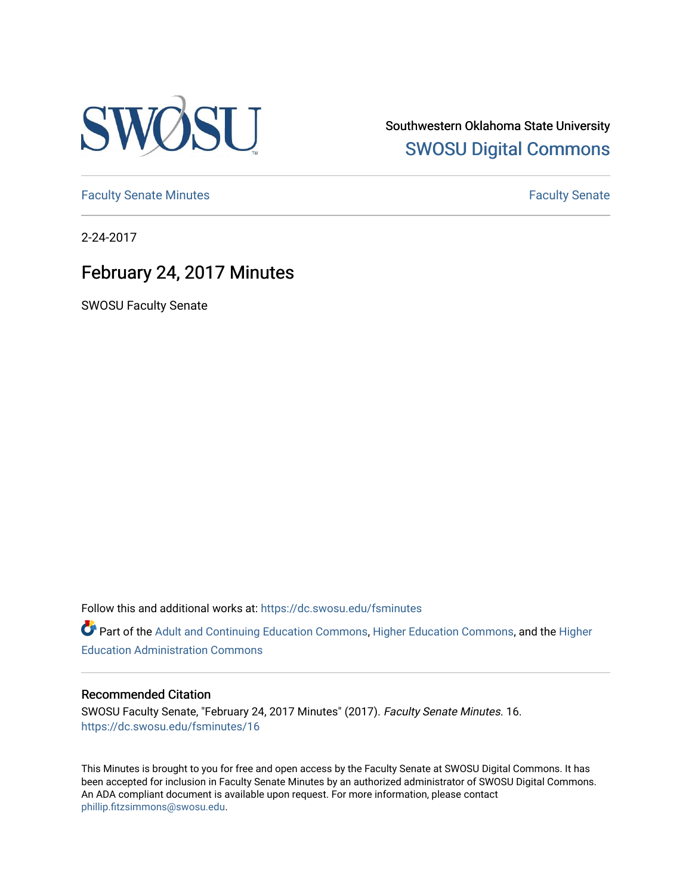Southwestern Oklahoma State University
SWOSU Digital Commons

Faculty Senate Minutes

Faculty Senate

2-24-2017

# February 24, 2017 Minutes

SWOSU Faculty Senate

Follow this and additional works at: https://dc.swosu.edu/fsminutes

Part of the Adult and Continuing Education Commons, Higher Education Commons, and the Higher Education Administration Commons

## Recommended Citation

SWOSU Faculty Senate, "February 24, 2017 Minutes" (2017). *Faculty Senate Minutes.* 16.
https://dc.swosu.edu/fsminutes/16

This Minutes is brought to you for free and open access by the Faculty Senate at SWOSU Digital Commons. It has been accepted for inclusion in Faculty Senate Minutes by an authorized administrator of SWOSU Digital Commons. An ADA compliant document is available upon request. For more information, please contact phillip.fitzsimmons@swosu.edu.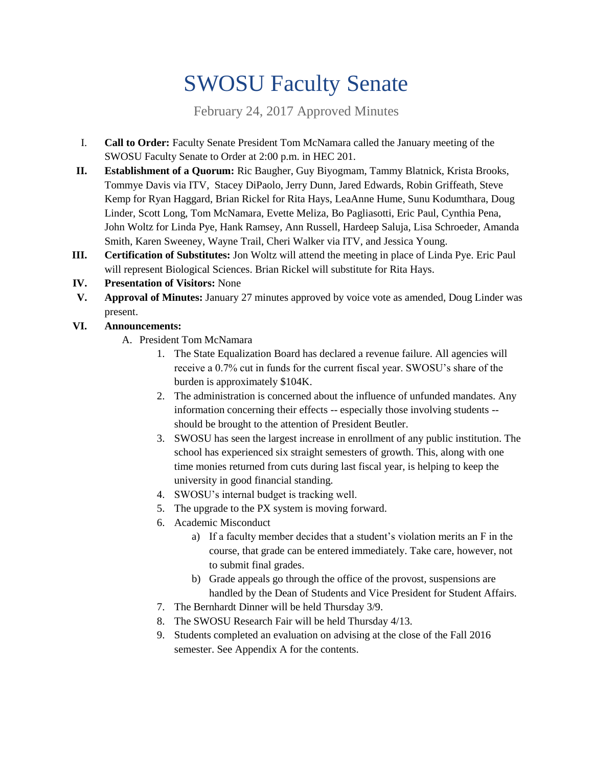# SWOSU Faculty Senate

February 24, 2017 Approved Minutes

I. **Call to Order:** Faculty Senate President Tom McNamara called the January meeting of the SWOSU Faculty Senate to Order at 2:00 p.m. in HEC 201.

II. **Establishment of a Quorum:** Ric Baugher, Guy Biyogmam, Tammy Blatnick, Krista Brooks, Tommye Davis via ITV, Stacey DiPaolo, Jerry Dunn, Jared Edwards, Robin Griffeath, Steve Kemp for Ryan Haggard, Brian Rickel for Rita Hays, LeaAnne Hume, Sunu Kodumthara, Doug Linder, Scott Long, Tom McNamara, Evette Meliza, Bo Pagliasotti, Eric Paul, Cynthia Pena, John Woltz for Linda Pye, Hank Ramsey, Ann Russell, Hardeep Saluja, Lisa Schroeder, Amanda Smith, Karen Sweeney, Wayne Trail, Cheri Walker via ITV, and Jessica Young.

III. **Certification of Substitutes:** Jon Woltz will attend the meeting in place of Linda Pye. Eric Paul will represent Biological Sciences. Brian Rickel will substitute for Rita Hays.

IV. **Presentation of Visitors:** None

V. **Approval of Minutes:** January 27 minutes approved by voice vote as amended, Doug Linder was present.

VI. **Announcements:**

   A. President Tom McNamara

      1. The State Equalization Board has declared a revenue failure. All agencies will receive a 0.7% cut in funds for the current fiscal year. SWOSU's share of the burden is approximately $104K.
      2. The administration is concerned about the influence of unfunded mandates. Any information concerning their effects -- especially those involving students -- should be brought to the attention of President Beutler.
      3. SWOSU has seen the largest increase in enrollment of any public institution. The school has experienced six straight semesters of growth. This, along with one time monies returned from cuts during last fiscal year, is helping to keep the university in good financial standing.
      4. SWOSU's internal budget is tracking well.
      5. The upgrade to the PX system is moving forward.
      6. Academic Misconduct
         a) If a faculty member decides that a student's violation merits an F in the course, that grade can be entered immediately. Take care, however, not to submit final grades.
         b) Grade appeals go through the office of the provost, suspensions are handled by the Dean of Students and Vice President for Student Affairs.
      7. The Bernhardt Dinner will be held Thursday 3/9.
      8. The SWOSU Research Fair will be held Thursday 4/13.
      9. Students completed an evaluation on advising at the close of the Fall 2016 semester. See Appendix A for the contents.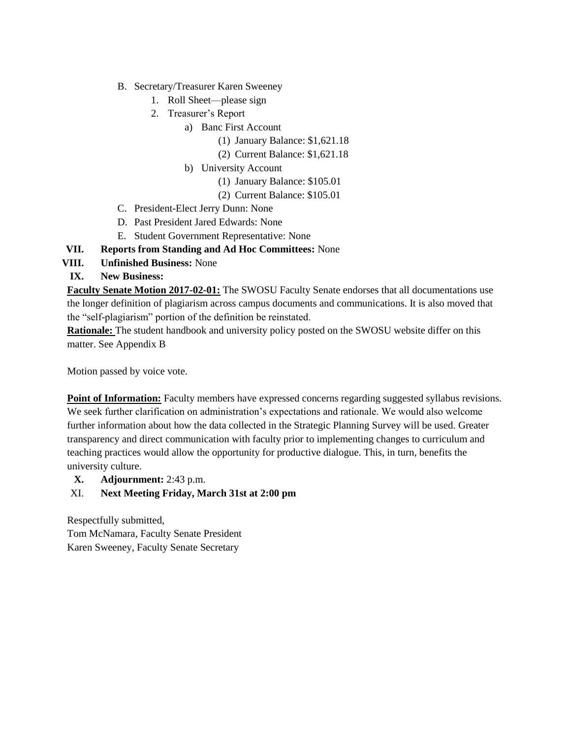B. Secretary/Treasurer Karen Sweeney
    1. Roll Sheet—please sign
    2. Treasurer's Report
        a) Banc First Account
            (1) January Balance: $1,621.18
            (2) Current Balance: $1,621.18
        b) University Account
            (1) January Balance: $105.01
            (2) Current Balance: $105.01
C. President-Elect Jerry Dunn: None
D. Past President Jared Edwards: None
E. Student Government Representative: None

**VII. Reports from Standing and Ad Hoc Committees:** None

**VIII. Unfinished Business:** None

**IX. New Business:**

**Faculty Senate Motion 2017-02-01:** The SWOSU Faculty Senate endorses that all documentations use the longer definition of plagiarism across campus documents and communications. It is also moved that the "self-plagiarism" portion of the definition be reinstated.

**Rationale:** The student handbook and university policy posted on the SWOSU website differ on this matter. See Appendix B

Motion passed by voice vote.

**Point of Information:** Faculty members have expressed concerns regarding suggested syllabus revisions. We seek further clarification on administration's expectations and rationale. We would also welcome further information about how the data collected in the Strategic Planning Survey will be used. Greater transparency and direct communication with faculty prior to implementing changes to curriculum and teaching practices would allow the opportunity for productive dialogue. This, in turn, benefits the university culture.

**X. Adjournment:** 2:43 p.m.

XI. **Next Meeting Friday, March 31st at 2:00 pm**

Respectfully submitted,
Tom McNamara, Faculty Senate President
Karen Sweeney, Faculty Senate Secretary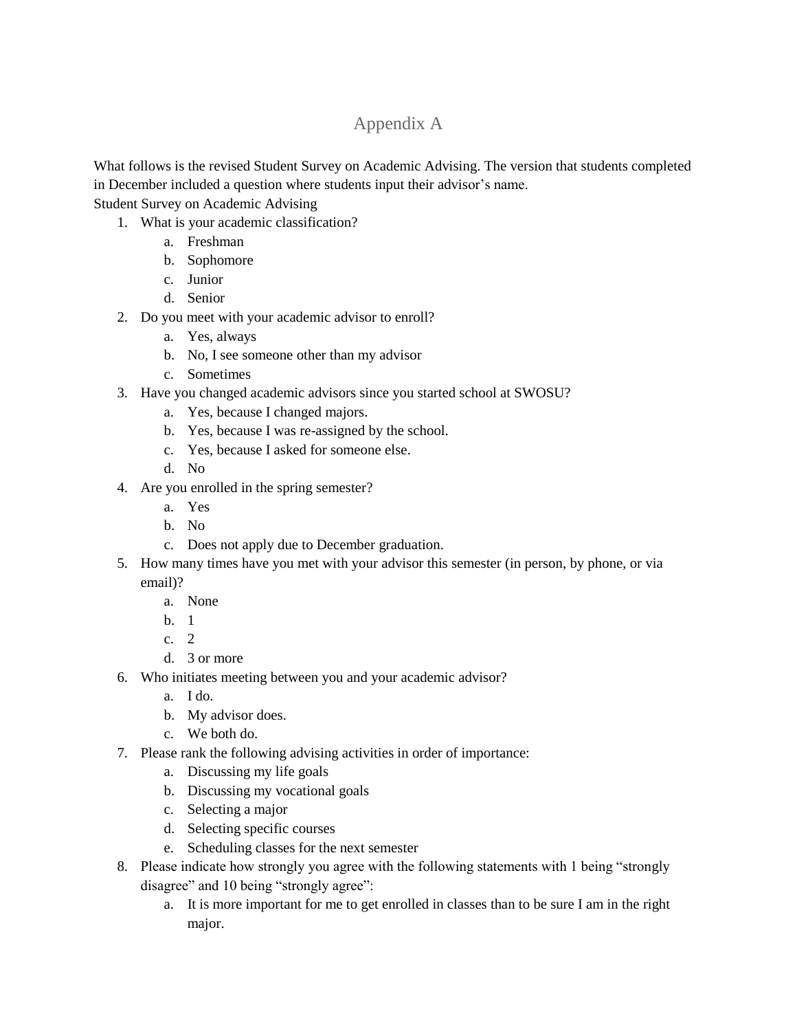# Appendix A

What follows is the revised Student Survey on Academic Advising. The version that students completed in December included a question where students input their advisor's name.

Student Survey on Academic Advising

1. What is your academic classification?
   a. Freshman
   b. Sophomore
   c. Junior
   d. Senior
2. Do you meet with your academic advisor to enroll?
   a. Yes, always
   b. No, I see someone other than my advisor
   c. Sometimes
3. Have you changed academic advisors since you started school at SWOSU?
   a. Yes, because I changed majors.
   b. Yes, because I was re-assigned by the school.
   c. Yes, because I asked for someone else.
   d. No
4. Are you enrolled in the spring semester?
   a. Yes
   b. No
   c. Does not apply due to December graduation.
5. How many times have you met with your advisor this semester (in person, by phone, or via email)?
   a. None
   b. 1
   c. 2
   d. 3 or more
6. Who initiates meeting between you and your academic advisor?
   a. I do.
   b. My advisor does.
   c. We both do.
7. Please rank the following advising activities in order of importance:
   a. Discussing my life goals
   b. Discussing my vocational goals
   c. Selecting a major
   d. Selecting specific courses
   e. Scheduling classes for the next semester
8. Please indicate how strongly you agree with the following statements with 1 being "strongly disagree" and 10 being "strongly agree":
   a. It is more important for me to get enrolled in classes than to be sure I am in the right major.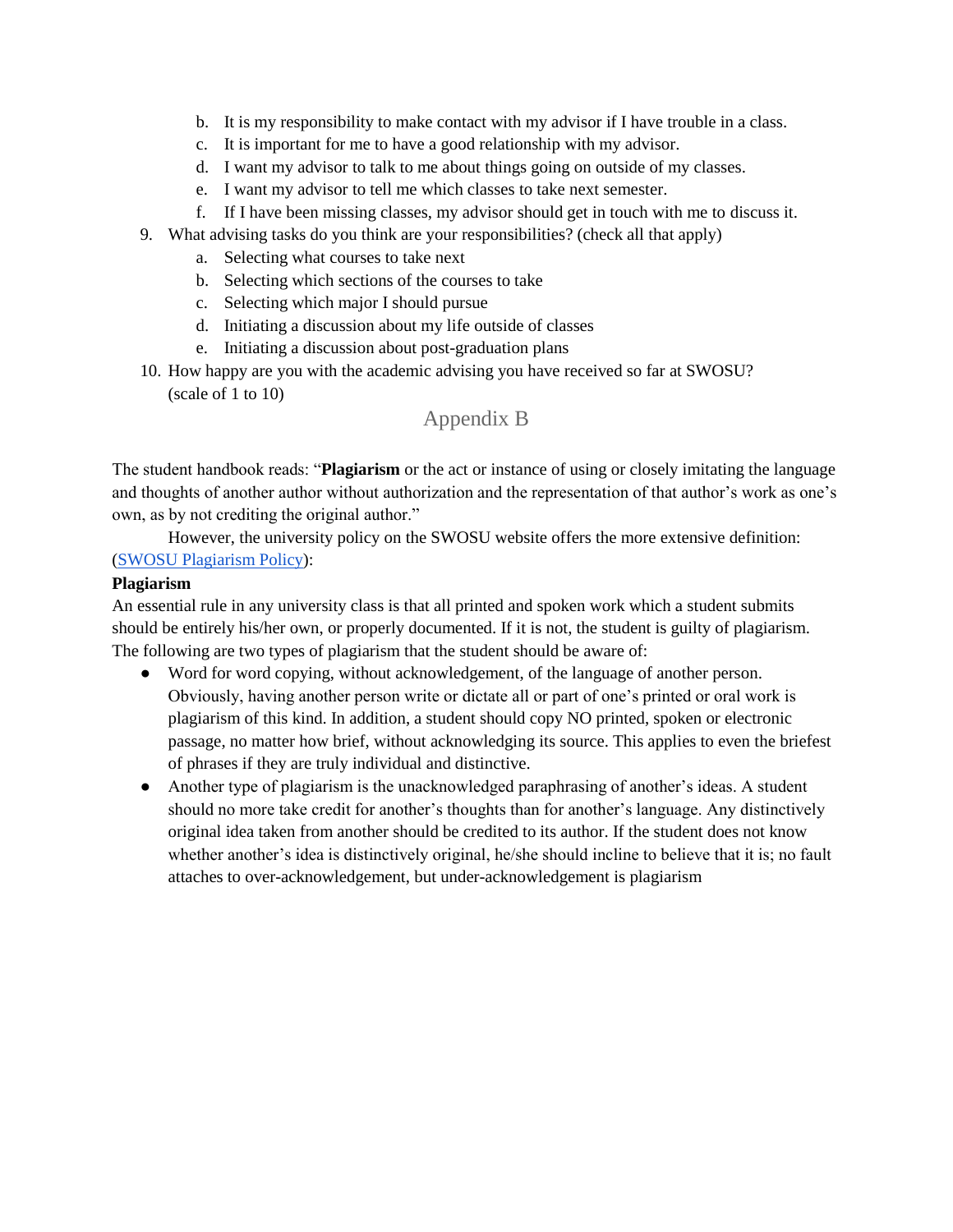b. It is my responsibility to make contact with my advisor if I have trouble in a class.
   c. It is important for me to have a good relationship with my advisor.
   d. I want my advisor to talk to me about things going on outside of my classes.
   e. I want my advisor to tell me which classes to take next semester.
   f. If I have been missing classes, my advisor should get in touch with me to discuss it.

9. What advising tasks do you think are your responsibilities? (check all that apply)
   a. Selecting what courses to take next
   b. Selecting which sections of the courses to take
   c. Selecting which major I should pursue
   d. Initiating a discussion about my life outside of classes
   e. Initiating a discussion about post-graduation plans
10. How happy are you with the academic advising you have received so far at SWOSU? (scale of 1 to 10)

## Appendix B

The student handbook reads: "**Plagiarism** or the act or instance of using or closely imitating the language and thoughts of another author without authorization and the representation of that author's work as one's own, as by not crediting the original author."

However, the university policy on the SWOSU website offers the more extensive definition: (SWOSU Plagiarism Policy):

**Plagiarism**

An essential rule in any university class is that all printed and spoken work which a student submits should be entirely his/her own, or properly documented. If it is not, the student is guilty of plagiarism. The following are two types of plagiarism that the student should be aware of:

- Word for word copying, without acknowledgement, of the language of another person. Obviously, having another person write or dictate all or part of one's printed or oral work is plagiarism of this kind. In addition, a student should copy NO printed, spoken or electronic passage, no matter how brief, without acknowledging its source. This applies to even the briefest of phrases if they are truly individual and distinctive.
- Another type of plagiarism is the unacknowledged paraphrasing of another's ideas. A student should no more take credit for another's thoughts than for another's language. Any distinctively original idea taken from another should be credited to its author. If the student does not know whether another's idea is distinctively original, he/she should incline to believe that it is; no fault attaches to over-acknowledgement, but under-acknowledgement is plagiarism